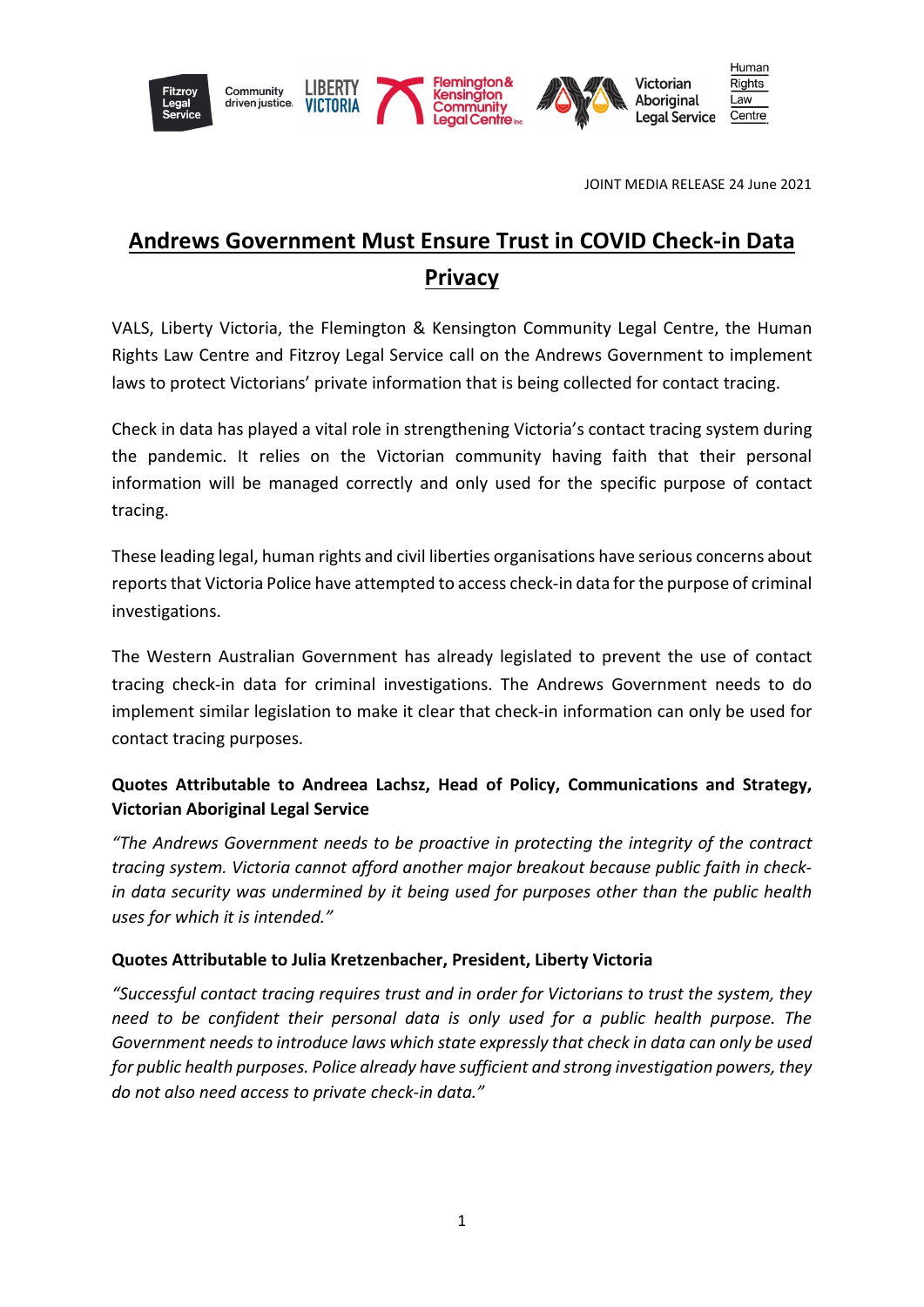JOINT MEDIA RELEASE 24 June 2021

# Andrews Government Must Ensure Trust in COVID Check-in Data Privacy

VALS, Liberty Victoria, the Flemington & Kensington Community Legal Centre, the Human Rights Law Centre and Fitzroy Legal Service call on the Andrews Government to implement laws to protect Victorians' private information that is being collected for contact tracing.

Check in data has played a vital role in strengthening Victoria's contact tracing system during the pandemic. It relies on the Victorian community having faith that their personal information will be managed correctly and only used for the specific purpose of contact tracing.

These leading legal, human rights and civil liberties organisations have serious concerns about reports that Victoria Police have attempted to access check-in data for the purpose of criminal investigations.

The Western Australian Government has already legislated to prevent the use of contact tracing check-in data for criminal investigations. The Andrews Government needs to do implement similar legislation to make it clear that check-in information can only be used for contact tracing purposes.

**Quotes Attributable to Andreea Lachsz, Head of Policy, Communications and Strategy, Victorian Aboriginal Legal Service**

*"The Andrews Government needs to be proactive in protecting the integrity of the contract tracing system. Victoria cannot afford another major breakout because public faith in check-in data security was undermined by it being used for purposes other than the public health uses for which it is intended."*

**Quotes Attributable to Julia Kretzenbacher, President, Liberty Victoria**

*"Successful contact tracing requires trust and in order for Victorians to trust the system, they need to be confident their personal data is only used for a public health purpose. The Government needs to introduce laws which state expressly that check in data can only be used for public health purposes. Police already have sufficient and strong investigation powers, they do not also need access to private check-in data."*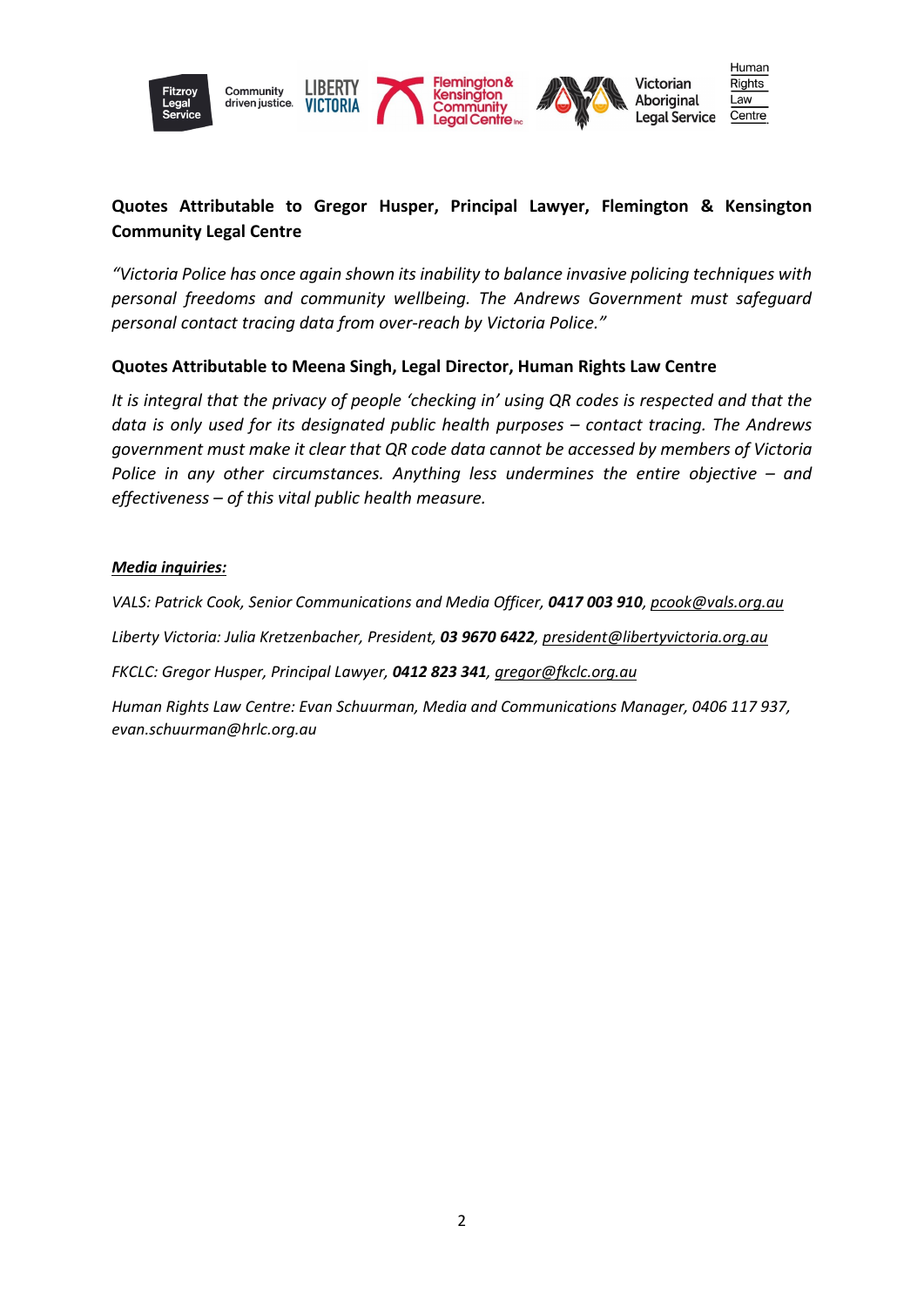**Quotes Attributable to Gregor Husper, Principal Lawyer, Flemington & Kensington Community Legal Centre**

*"Victoria Police has once again shown its inability to balance invasive policing techniques with personal freedoms and community wellbeing. The Andrews Government must safeguard personal contact tracing data from over-reach by Victoria Police."*

**Quotes Attributable to Meena Singh, Legal Director, Human Rights Law Centre**

*It is integral that the privacy of people 'checking in' using QR codes is respected and that the data is only used for its designated public health purposes – contact tracing. The Andrews government must make it clear that QR code data cannot be accessed by members of Victoria Police in any other circumstances. Anything less undermines the entire objective – and effectiveness – of this vital public health measure.*

***Media inquiries:***

*VALS: Patrick Cook, Senior Communications and Media Officer,* ***0417 003 910****, pcook@vals.org.au*

*Liberty Victoria: Julia Kretzenbacher, President,* ***03 9670 6422****, president@libertyvictoria.org.au*

*FKCLC: Gregor Husper, Principal Lawyer,* ***0412 823 341****, gregor@fkclc.org.au*

*Human Rights Law Centre: Evan Schuurman, Media and Communications Manager, 0406 117 937, evan.schuurman@hrlc.org.au*